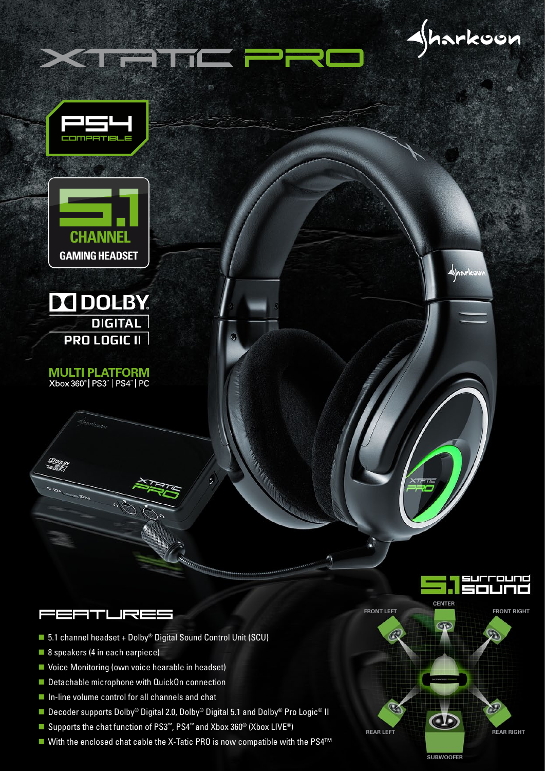# XTATIC PRO

Sharkoon

PS4 COMPATIBLE

5.1 CHANNEL GAMING HEADSET

DOLBY DIGITAL PRO LOGIC II

**MULTI PLATFORM**
Xbox 360® | PS3™ | PS4™ | PC

## FEATURES

- 5.1 channel headset + Dolby® Digital Sound Control Unit (SCU)
- 8 speakers (4 in each earpiece)
- Voice Monitoring (own voice hearable in headset)
- Detachable microphone with QuickOn connection
- In-line volume control for all channels and chat
- Decoder supports Dolby® Digital 2.0, Dolby® Digital 5.1 and Dolby® Pro Logic® II
- Supports the chat function of PS3™, PS4™ and Xbox 360® (Xbox LIVE®)
- With the enclosed chat cable the X-Tatic PRO is now compatible with the PS4™

5.1 surround sound

FRONT LEFT, CENTER, FRONT RIGHT, REAR LEFT, REAR RIGHT, SUBWOOFER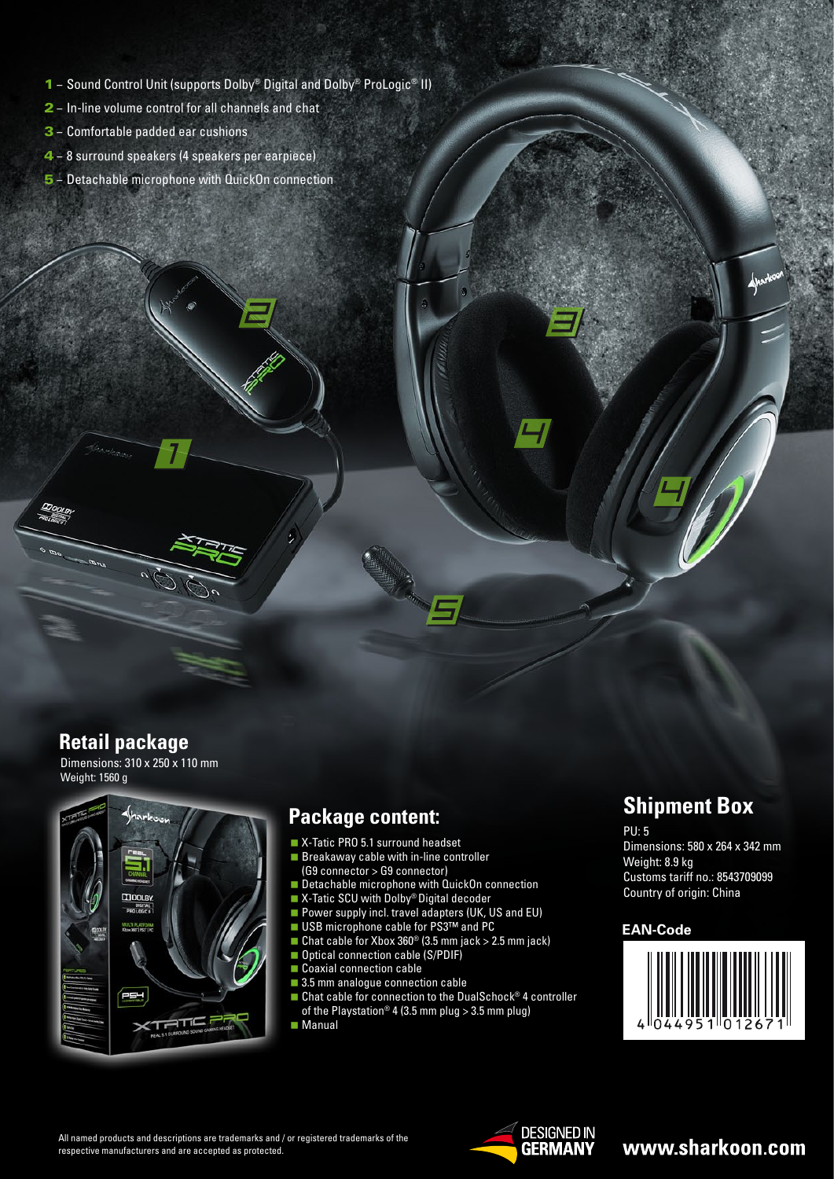1 – Sound Control Unit (supports Dolby® Digital and Dolby® ProLogic® II)
2 – In-line volume control for all channels and chat
3 – Comfortable padded ear cushions
4 – 8 surround speakers (4 speakers per earpiece)
5 – Detachable microphone with QuickOn connection

## Retail package

Dimensions: 310 x 250 x 110 mm
Weight: 1560 g

## Package content:

- X-Tatic PRO 5.1 surround headset
- Breakaway cable with in-line controller (G9 connector > G9 connector)
- Detachable microphone with QuickOn connection
- X-Tatic SCU with Dolby® Digital decoder
- Power supply incl. travel adapters (UK, US and EU)
- USB microphone cable for PS3™ and PC
- Chat cable for Xbox 360® (3.5 mm jack > 2.5 mm jack)
- Optical connection cable (S/PDIF)
- Coaxial connection cable
- 3.5 mm analogue connection cable
- Chat cable for connection to the DualSchock® 4 controller of the Playstation® 4 (3.5 mm plug > 3.5 mm plug)
- Manual

## Shipment Box

PU: 5
Dimensions: 580 x 264 x 342 mm
Weight: 8.9 kg
Customs tariff no.: 8543709099
Country of origin: China

### EAN-Code

4 044951 012671

All named products and descriptions are trademarks and / or registered trademarks of the respective manufacturers and are accepted as protected.

DESIGNED IN GERMANY

www.sharkoon.com